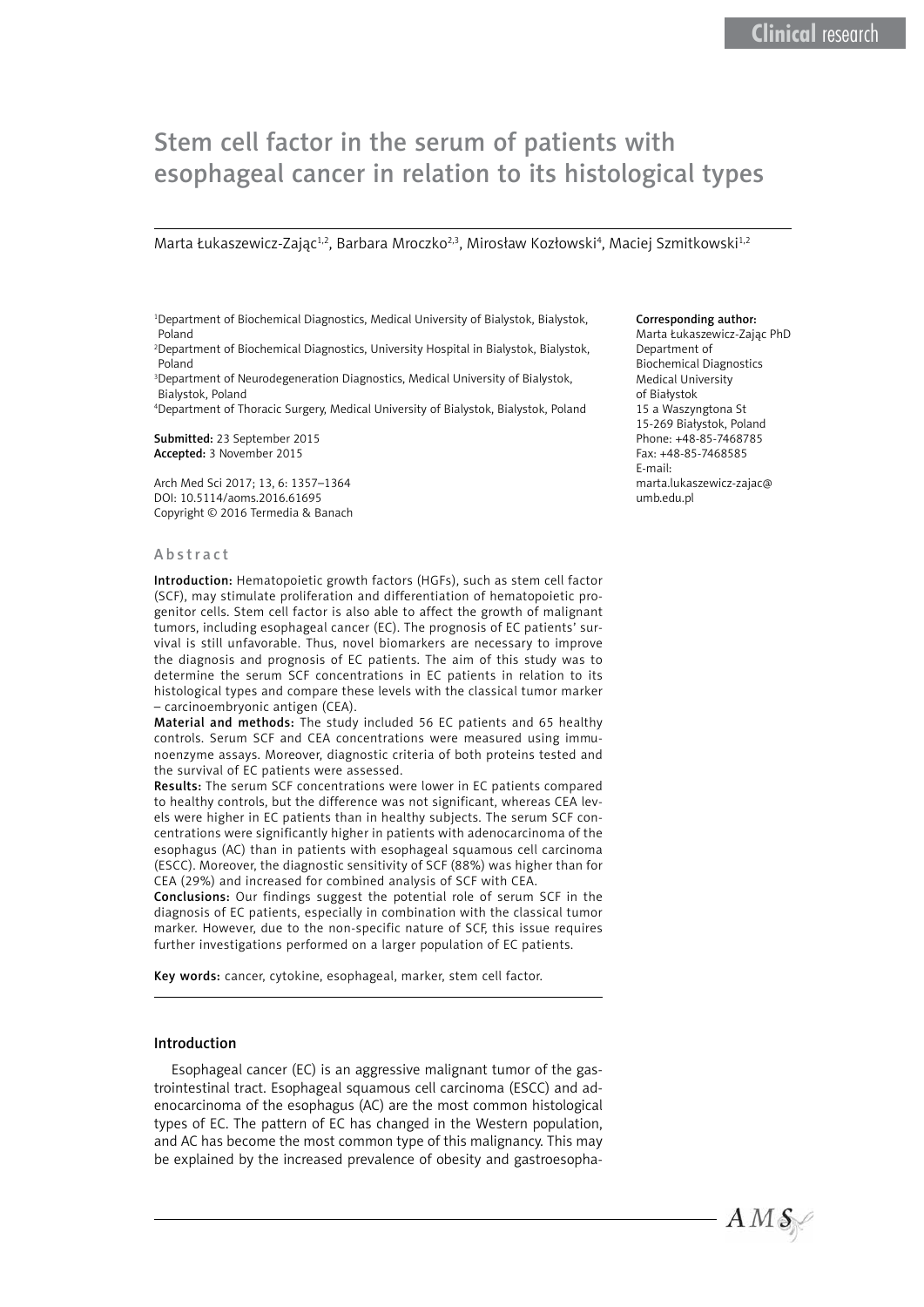# Stem cell factor in the serum of patients with esophageal cancer in relation to its histological types

Marta Łukaszewicz-Zając[1,2], Barbara Mroczko[2,3], Mirosław Kozłowski[4], Maciej Szmitkowski[1,2]

[1]Department of Biochemical Diagnostics, Medical University of Bialystok, Bialystok, Poland
[2]Department of Biochemical Diagnostics, University Hospital in Bialystok, Bialystok, Poland
[3]Department of Neurodegeneration Diagnostics, Medical University of Bialystok, Bialystok, Poland
[4]Department of Thoracic Surgery, Medical University of Bialystok, Bialystok, Poland

**Submitted:** 23 September 2015
**Accepted:** 3 November 2015

Arch Med Sci 2017; 13, 6: 1357–1364
DOI: 10.5114/aoms.2016.61695
Copyright © 2016 Termedia & Banach

**Corresponding author:**
Marta Łukaszewicz-Zając PhD
Department of Biochemical Diagnostics
Medical University of Białystok
15 a Waszyngtona St
15-269 Białystok, Poland
Phone: +48-85-7468785
Fax: +48-85-7468585
E-mail: marta.lukaszewicz-zajac@umb.edu.pl

## Abstract

**Introduction:** Hematopoietic growth factors (HGFs), such as stem cell factor (SCF), may stimulate proliferation and differentiation of hematopoietic progenitor cells. Stem cell factor is also able to affect the growth of malignant tumors, including esophageal cancer (EC). The prognosis of EC patients' survival is still unfavorable. Thus, novel biomarkers are necessary to improve the diagnosis and prognosis of EC patients. The aim of this study was to determine the serum SCF concentrations in EC patients in relation to its histological types and compare these levels with the classical tumor marker – carcinoembryonic antigen (CEA).

**Material and methods:** The study included 56 EC patients and 65 healthy controls. Serum SCF and CEA concentrations were measured using immunoenzyme assays. Moreover, diagnostic criteria of both proteins tested and the survival of EC patients were assessed.

**Results:** The serum SCF concentrations were lower in EC patients compared to healthy controls, but the difference was not significant, whereas CEA levels were higher in EC patients than in healthy subjects. The serum SCF concentrations were significantly higher in patients with adenocarcinoma of the esophagus (AC) than in patients with esophageal squamous cell carcinoma (ESCC). Moreover, the diagnostic sensitivity of SCF (88%) was higher than for CEA (29%) and increased for combined analysis of SCF with CEA.

**Conclusions:** Our findings suggest the potential role of serum SCF in the diagnosis of EC patients, especially in combination with the classical tumor marker. However, due to the non-specific nature of SCF, this issue requires further investigations performed on a larger population of EC patients.

**Key words:** cancer, cytokine, esophageal, marker, stem cell factor.

## Introduction

Esophageal cancer (EC) is an aggressive malignant tumor of the gastrointestinal tract. Esophageal squamous cell carcinoma (ESCC) and adenocarcinoma of the esophagus (AC) are the most common histological types of EC. The pattern of EC has changed in the Western population, and AC has become the most common type of this malignancy. This may be explained by the increased prevalence of obesity and gastroesopha-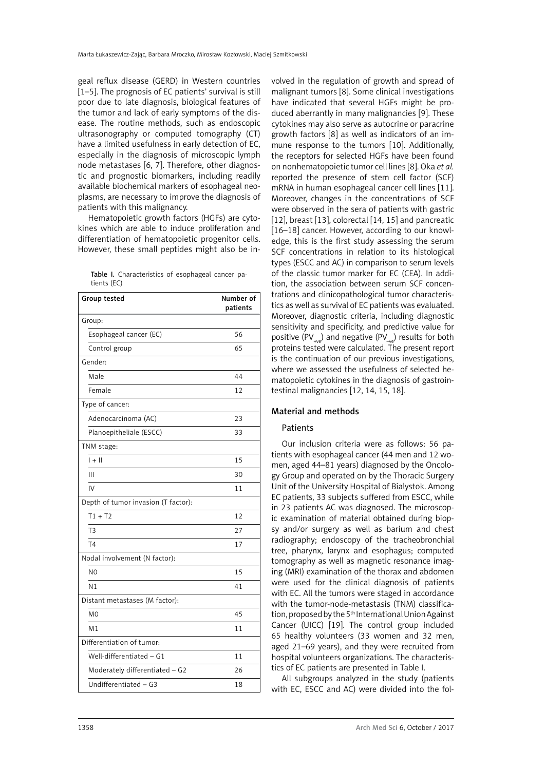geal reflux disease (GERD) in Western countries [1–5]. The prognosis of EC patients' survival is still poor due to late diagnosis, biological features of the tumor and lack of early symptoms of the disease. The routine methods, such as endoscopic ultrasonography or computed tomography (CT) have a limited usefulness in early detection of EC, especially in the diagnosis of microscopic lymph node metastases [6, 7]. Therefore, other diagnostic and prognostic biomarkers, including readily available biochemical markers of esophageal neoplasms, are necessary to improve the diagnosis of patients with this malignancy.

Hematopoietic growth factors (HGFs) are cytokines which are able to induce proliferation and differentiation of hematopoietic progenitor cells. However, these small peptides might also be involved in the regulation of growth and spread of malignant tumors [8]. Some clinical investigations have indicated that several HGFs might be produced aberrantly in many malignancies [9]. These cytokines may also serve as autocrine or paracrine growth factors [8] as well as indicators of an immune response to the tumors [10]. Additionally, the receptors for selected HGFs have been found on nonhematopoietic tumor cell lines [8]. Oka *et al.* reported the presence of stem cell factor (SCF) mRNA in human esophageal cancer cell lines [11]. Moreover, changes in the concentrations of SCF were observed in the sera of patients with gastric [12], breast [13], colorectal [14, 15] and pancreatic [16–18] cancer. However, according to our knowledge, this is the first study assessing the serum SCF concentrations in relation to its histological types (ESCC and AC) in comparison to serum levels of the classic tumor marker for EC (CEA). In addition, the association between serum SCF concentrations and clinicopathological tumor characteristics as well as survival of EC patients was evaluated. Moreover, diagnostic criteria, including diagnostic sensitivity and specificity, and predictive value for positive ($PV_{+ve}$) and negative ($PV_{-ve}$) results for both proteins tested were calculated. The present report is the continuation of our previous investigations, where we assessed the usefulness of selected hematopoietic cytokines in the diagnosis of gastrointestinal malignancies [12, 14, 15, 18].

**Table I.** Characteristics of esophageal cancer patients (EC)

| Group tested | Number of patients |
|---|---|
| Group: | |
| Esophageal cancer (EC) | 56 |
| Control group | 65 |
| Gender: | |
| Male | 44 |
| Female | 12 |
| Type of cancer: | |
| Adenocarcinoma (AC) | 23 |
| Planoepitheliale (ESCC) | 33 |
| TNM stage: | |
| I + II | 15 |
| III | 30 |
| IV | 11 |
| Depth of tumor invasion (T factor): | |
| T1 + T2 | 12 |
| T3 | 27 |
| T4 | 17 |
| Nodal involvement (N factor): | |
| N0 | 15 |
| N1 | 41 |
| Distant metastases (M factor): | |
| M0 | 45 |
| M1 | 11 |
| Differentiation of tumor: | |
| Well-differentiated – G1 | 11 |
| Moderately differentiated – G2 | 26 |
| Undifferentiated – G3 | 18 |

## Material and methods

### Patients

Our inclusion criteria were as follows: 56 patients with esophageal cancer (44 men and 12 women, aged 44–81 years) diagnosed by the Oncology Group and operated on by the Thoracic Surgery Unit of the University Hospital of Bialystok. Among EC patients, 33 subjects suffered from ESCC, while in 23 patients AC was diagnosed. The microscopic examination of material obtained during biopsy and/or surgery as well as barium and chest radiography; endoscopy of the tracheobronchial tree, pharynx, larynx and esophagus; computed tomography as well as magnetic resonance imaging (MRI) examination of the thorax and abdomen were used for the clinical diagnosis of patients with EC. All the tumors were staged in accordance with the tumor-node-metastasis (TNM) classification, proposed by the 5th International Union Against Cancer (UICC) [19]. The control group included 65 healthy volunteers (33 women and 32 men, aged 21–69 years), and they were recruited from hospital volunteers organizations. The characteristics of EC patients are presented in Table I.

All subgroups analyzed in the study (patients with EC, ESCC and AC) were divided into the fol-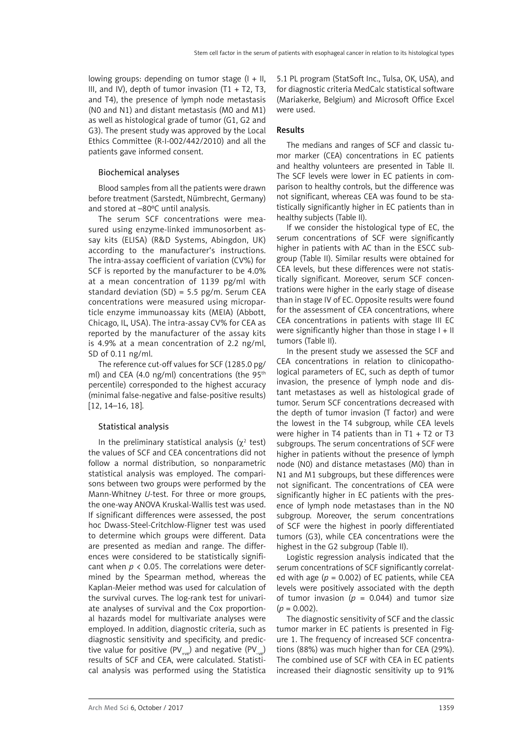lowing groups: depending on tumor stage (I + II, III, and IV), depth of tumor invasion (T1 + T2, T3, and T4), the presence of lymph node metastasis (N0 and N1) and distant metastasis (M0 and M1) as well as histological grade of tumor (G1, G2 and G3). The present study was approved by the Local Ethics Committee (R-I-002/442/2010) and all the patients gave informed consent.

### Biochemical analyses

Blood samples from all the patients were drawn before treatment (Sarstedt, Nümbrecht, Germany) and stored at –80ºC until analysis.

The serum SCF concentrations were measured using enzyme-linked immunosorbent assay kits (ELISA) (R&D Systems, Abingdon, UK) according to the manufacturer's instructions. The intra-assay coefficient of variation (CV%) for SCF is reported by the manufacturer to be 4.0% at a mean concentration of 1139 pg/ml with standard deviation (SD) = 5.5 pg/m. Serum CEA concentrations were measured using microparticle enzyme immunoassay kits (MEIA) (Abbott, Chicago, IL, USA). The intra-assay CV% for CEA as reported by the manufacturer of the assay kits is 4.9% at a mean concentration of 2.2 ng/ml, SD of 0.11 ng/ml.

The reference cut-off values for SCF (1285.0 pg/ml) and CEA (4.0 ng/ml) concentrations (the 95$^{th}$ percentile) corresponded to the highest accuracy (minimal false-negative and false-positive results) [12, 14–16, 18].

### Statistical analysis

In the preliminary statistical analysis ($\chi^2$ test) the values of SCF and CEA concentrations did not follow a normal distribution, so nonparametric statistical analysis was employed. The comparisons between two groups were performed by the Mann-Whitney *U*-test. For three or more groups, the one-way ANOVA Kruskal-Wallis test was used. If significant differences were assessed, the post hoc Dwass-Steel-Critchlow-Fligner test was used to determine which groups were different. Data are presented as median and range. The differences were considered to be statistically significant when $p < 0.05$. The correlations were determined by the Spearman method, whereas the Kaplan-Meier method was used for calculation of the survival curves. The log-rank test for univariate analyses of survival and the Cox proportional hazards model for multivariate analyses were employed. In addition, diagnostic criteria, such as diagnostic sensitivity and specificity, and predictive value for positive ($PV_{+ve}$) and negative ($PV_{-ve}$) results of SCF and CEA, were calculated. Statistical analysis was performed using the Statistica 5.1 PL program (StatSoft Inc., Tulsa, OK, USA), and for diagnostic criteria MedCalc statistical software (Mariakerke, Belgium) and Microsoft Office Excel were used.

## Results

The medians and ranges of SCF and classic tumor marker (CEA) concentrations in EC patients and healthy volunteers are presented in Table II. The SCF levels were lower in EC patients in comparison to healthy controls, but the difference was not significant, whereas CEA was found to be statistically significantly higher in EC patients than in healthy subjects (Table II).

If we consider the histological type of EC, the serum concentrations of SCF were significantly higher in patients with AC than in the ESCC subgroup (Table II). Similar results were obtained for CEA levels, but these differences were not statistically significant. Moreover, serum SCF concentrations were higher in the early stage of disease than in stage IV of EC. Opposite results were found for the assessment of CEA concentrations, where CEA concentrations in patients with stage III EC were significantly higher than those in stage I + II tumors (Table II).

In the present study we assessed the SCF and CEA concentrations in relation to clinicopathological parameters of EC, such as depth of tumor invasion, the presence of lymph node and distant metastases as well as histological grade of tumor. Serum SCF concentrations decreased with the depth of tumor invasion (T factor) and were the lowest in the T4 subgroup, while CEA levels were higher in T4 patients than in T1 + T2 or T3 subgroups. The serum concentrations of SCF were higher in patients without the presence of lymph node (N0) and distance metastases (M0) than in N1 and M1 subgroups, but these differences were not significant. The concentrations of CEA were significantly higher in EC patients with the presence of lymph node metastases than in the N0 subgroup. Moreover, the serum concentrations of SCF were the highest in poorly differentiated tumors (G3), while CEA concentrations were the highest in the G2 subgroup (Table II).

Logistic regression analysis indicated that the serum concentrations of SCF significantly correlated with age ($p = 0.002$) of EC patients, while CEA levels were positively associated with the depth of tumor invasion ($p = 0.044$) and tumor size ($p = 0.002$).

The diagnostic sensitivity of SCF and the classic tumor marker in EC patients is presented in Figure 1. The frequency of increased SCF concentrations (88%) was much higher than for CEA (29%). The combined use of SCF with CEA in EC patients increased their diagnostic sensitivity up to 91%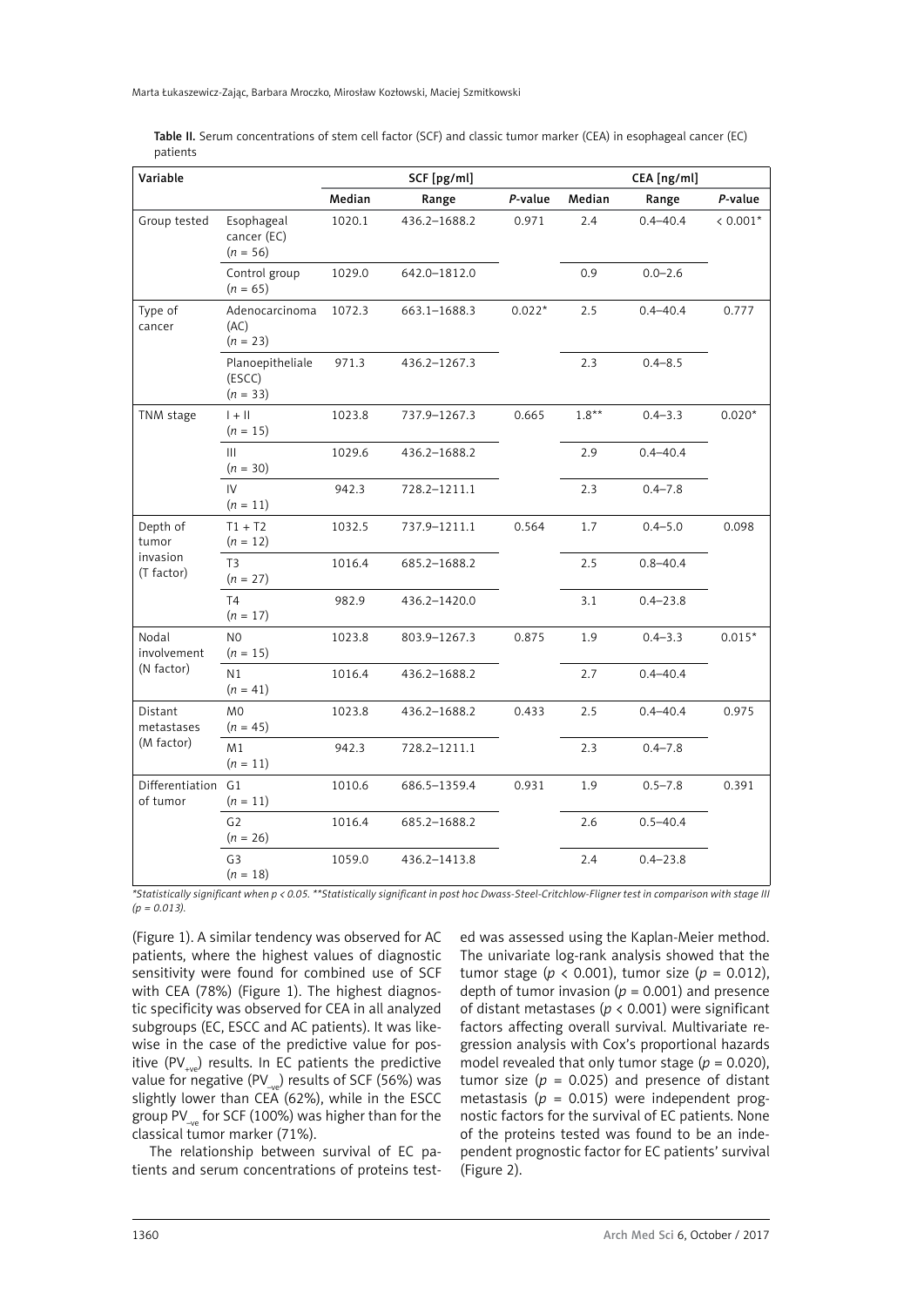Table II. Serum concentrations of stem cell factor (SCF) and classic tumor marker (CEA) in esophageal cancer (EC) patients

| Variable | | SCF [pg/ml] | | | CEA [ng/ml] | | |
|---|---|---|---|---|---|---|---|
| | | Median | Range | *P*-value | Median | Range | *P*-value |
| Group tested | Esophageal cancer (EC) ($n$ = 56) | 1020.1 | 436.2–1688.2 | 0.971 | 2.4 | 0.4–40.4 | < 0.001* |
| | Control group ($n$ = 65) | 1029.0 | 642.0–1812.0 | | 0.9 | 0.0–2.6 | |
| Type of cancer | Adenocarcinoma (AC) ($n$ = 23) | 1072.3 | 663.1–1688.3 | 0.022* | 2.5 | 0.4–40.4 | 0.777 |
| | Planoepitheliale (ESCC) ($n$ = 33) | 971.3 | 436.2–1267.3 | | 2.3 | 0.4–8.5 | |
| TNM stage | I + II ($n$ = 15) | 1023.8 | 737.9–1267.3 | 0.665 | 1.8** | 0.4–3.3 | 0.020* |
| | III ($n$ = 30) | 1029.6 | 436.2–1688.2 | | 2.9 | 0.4–40.4 | |
| | IV ($n$ = 11) | 942.3 | 728.2–1211.1 | | 2.3 | 0.4–7.8 | |
| Depth of tumor invasion (T factor) | T1 + T2 ($n$ = 12) | 1032.5 | 737.9–1211.1 | 0.564 | 1.7 | 0.4–5.0 | 0.098 |
| | T3 ($n$ = 27) | 1016.4 | 685.2–1688.2 | | 2.5 | 0.8–40.4 | |
| | T4 ($n$ = 17) | 982.9 | 436.2–1420.0 | | 3.1 | 0.4–23.8 | |
| Nodal involvement (N factor) | N0 ($n$ = 15) | 1023.8 | 803.9–1267.3 | 0.875 | 1.9 | 0.4–3.3 | 0.015* |
| | N1 ($n$ = 41) | 1016.4 | 436.2–1688.2 | | 2.7 | 0.4–40.4 | |
| Distant metastases (M factor) | M0 ($n$ = 45) | 1023.8 | 436.2–1688.2 | 0.433 | 2.5 | 0.4–40.4 | 0.975 |
| | M1 ($n$ = 11) | 942.3 | 728.2–1211.1 | | 2.3 | 0.4–7.8 | |
| Differentiation of tumor | G1 ($n$ = 11) | 1010.6 | 686.5–1359.4 | 0.931 | 1.9 | 0.5–7.8 | 0.391 |
| | G2 ($n$ = 26) | 1016.4 | 685.2–1688.2 | | 2.6 | 0.5–40.4 | |
| | G3 ($n$ = 18) | 1059.0 | 436.2–1413.8 | | 2.4 | 0.4–23.8 | |

*\*Statistically significant when $p < 0.05$. \*\*Statistically significant in post hoc Dwass-Steel-Critchlow-Fligner test in comparison with stage III ($p = 0.013$).*

(Figure 1). A similar tendency was observed for AC patients, where the highest values of diagnostic sensitivity were found for combined use of SCF with CEA (78%) (Figure 1). The highest diagnostic specificity was observed for CEA in all analyzed subgroups (EC, ESCC and AC patients). It was likewise in the case of the predictive value for positive ($PV_{+ve}$) results. In EC patients the predictive value for negative ($PV_{-ve}$) results of SCF (56%) was slightly lower than CEA (62%), while in the ESCC group $PV_{-ve}$ for SCF (100%) was higher than for the classical tumor marker (71%).

The relationship between survival of EC patients and serum concentrations of proteins tested was assessed using the Kaplan-Meier method. The univariate log-rank analysis showed that the tumor stage ($p < 0.001$), tumor size ($p = 0.012$), depth of tumor invasion ($p = 0.001$) and presence of distant metastases ($p < 0.001$) were significant factors affecting overall survival. Multivariate regression analysis with Cox's proportional hazards model revealed that only tumor stage ($p = 0.020$), tumor size ($p = 0.025$) and presence of distant metastasis ($p = 0.015$) were independent prognostic factors for the survival of EC patients. None of the proteins tested was found to be an independent prognostic factor for EC patients' survival (Figure 2).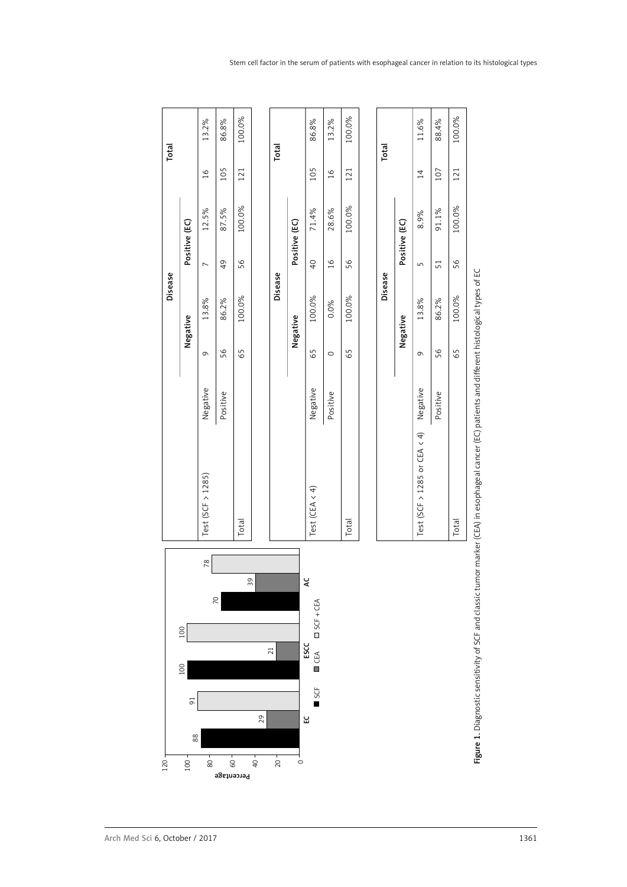| | | Disease | | | | Total | |
|---|---|---|---|---|---|---|---|
| | | Negative | | Positive (EC) | | | |
| Test (SCF > 1285) | Negative | 9 | 13.8% | 7 | 12.5% | 16 | 13.2% |
| | Positive | 56 | 86.2% | 49 | 87.5% | 105 | 86.8% |
| Total | | 65 | 100.0% | 56 | 100.0% | 121 | 100.0% |

| | | Disease | | | | Total | |
|---|---|---|---|---|---|---|---|
| | | Negative | | Positive (EC) | | | |
| Test (CEA < 4) | Negative | 65 | 100.0% | 40 | 71.4% | 105 | 86.8% |
| | Positive | 0 | 0.0% | 16 | 28.6% | 16 | 13.2% |
| Total | | 65 | 100.0% | 56 | 100.0% | 121 | 100.0% |

| | | Disease | | | | Total | |
|---|---|---|---|---|---|---|---|
| | | Negative | | Positive (EC) | | | |
| Test (SCF > 1285 or CEA < 4) | Negative | 9 | 13.8% | 5 | 8.9% | 14 | 11.6% |
| | Positive | 56 | 86.2% | 51 | 91.1% | 107 | 88.4% |
| Total | | 65 | 100.0% | 56 | 100.0% | 121 | 100.0% |

| | SCF | CEA | SCF + CEA |
|---|---|---|---|
| EC | 88 | 29 | 91 |
| ESCC | 100 | 21 | 100 |
| AC | 70 | 39 | 78 |

**Figure 1.** Diagnostic sensitivity of SCF and classic tumor marker (CEA) in esophageal cancer (EC) patients and different histological types of EC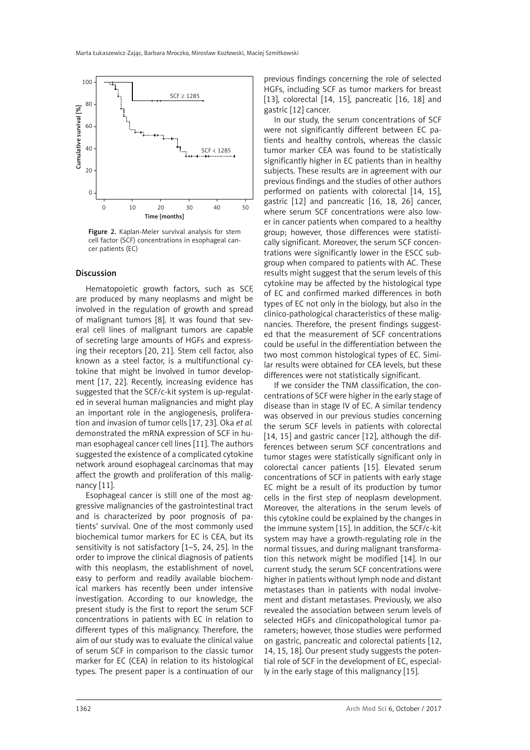Figure 2. Kaplan-Meier survival analysis for stem cell factor (SCF) concentrations in esophageal cancer patients (EC)

## Discussion

Hematopoietic growth factors, such as SCF, are produced by many neoplasms and might be involved in the regulation of growth and spread of malignant tumors [8]. It was found that several cell lines of malignant tumors are capable of secreting large amounts of HGFs and expressing their receptors [20, 21]. Stem cell factor, also known as a steel factor, is a multifunctional cytokine that might be involved in tumor development [17, 22]. Recently, increasing evidence has suggested that the SCF/c-kit system is up-regulated in several human malignancies and might play an important role in the angiogenesis, proliferation and invasion of tumor cells [17, 23]. Oka *et al.* demonstrated the mRNA expression of SCF in human esophageal cancer cell lines [11]. The authors suggested the existence of a complicated cytokine network around esophageal carcinomas that may affect the growth and proliferation of this malignancy [11].

Esophageal cancer is still one of the most aggressive malignancies of the gastrointestinal tract and is characterized by poor prognosis of patients' survival. One of the most commonly used biochemical tumor markers for EC is CEA, but its sensitivity is not satisfactory [1–5, 24, 25]. In the order to improve the clinical diagnosis of patients with this neoplasm, the establishment of novel, easy to perform and readily available biochemical markers has recently been under intensive investigation. According to our knowledge, the present study is the first to report the serum SCF concentrations in patients with EC in relation to different types of this malignancy. Therefore, the aim of our study was to evaluate the clinical value of serum SCF in comparison to the classic tumor marker for EC (CEA) in relation to its histological types. The present paper is a continuation of our previous findings concerning the role of selected HGFs, including SCF as tumor markers for breast [13], colorectal [14, 15], pancreatic [16, 18] and gastric [12] cancer.

In our study, the serum concentrations of SCF were not significantly different between EC patients and healthy controls, whereas the classic tumor marker CEA was found to be statistically significantly higher in EC patients than in healthy subjects. These results are in agreement with our previous findings and the studies of other authors performed on patients with colorectal [14, 15], gastric [12] and pancreatic [16, 18, 26] cancer, where serum SCF concentrations were also lower in cancer patients when compared to a healthy group; however, those differences were statistically significant. Moreover, the serum SCF concentrations were significantly lower in the ESCC subgroup when compared to patients with AC. These results might suggest that the serum levels of this cytokine may be affected by the histological type of EC and confirmed marked differences in both types of EC not only in the biology, but also in the clinico-pathological characteristics of these malignancies. Therefore, the present findings suggested that the measurement of SCF concentrations could be useful in the differentiation between the two most common histological types of EC. Similar results were obtained for CEA levels, but these differences were not statistically significant.

If we consider the TNM classification, the concentrations of SCF were higher in the early stage of disease than in stage IV of EC. A similar tendency was observed in our previous studies concerning the serum SCF levels in patients with colorectal [14, 15] and gastric cancer [12], although the differences between serum SCF concentrations and tumor stages were statistically significant only in colorectal cancer patients [15]. Elevated serum concentrations of SCF in patients with early stage EC might be a result of its production by tumor cells in the first step of neoplasm development. Moreover, the alterations in the serum levels of this cytokine could be explained by the changes in the immune system [15]. In addition, the SCF/c-kit system may have a growth-regulating role in the normal tissues, and during malignant transformation this network might be modified [14]. In our current study, the serum SCF concentrations were higher in patients without lymph node and distant metastases than in patients with nodal involvement and distant metastases. Previously, we also revealed the association between serum levels of selected HGFs and clinicopathological tumor parameters; however, those studies were performed on gastric, pancreatic and colorectal patients [12, 14, 15, 18]. Our present study suggests the potential role of SCF in the development of EC, especially in the early stage of this malignancy [15].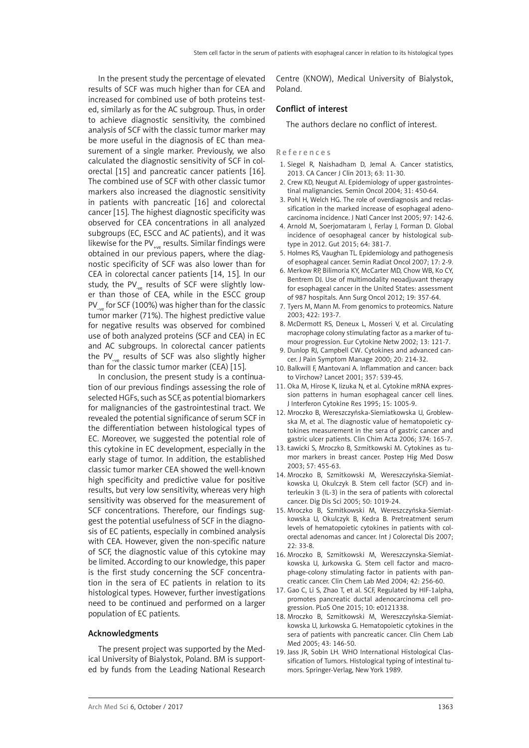In the present study the percentage of elevated results of SCF was much higher than for CEA and increased for combined use of both proteins tested, similarly as for the AC subgroup. Thus, in order to achieve diagnostic sensitivity, the combined analysis of SCF with the classic tumor marker may be more useful in the diagnosis of EC than measurement of a single marker. Previously, we also calculated the diagnostic sensitivity of SCF in colorectal [15] and pancreatic cancer patients [16]. The combined use of SCF with other classic tumor markers also increased the diagnostic sensitivity in patients with pancreatic [16] and colorectal cancer [15]. The highest diagnostic specificity was observed for CEA concentrations in all analyzed subgroups (EC, ESCC and AC patients), and it was likewise for the $PV_{+ve}$ results. Similar findings were obtained in our previous papers, where the diagnostic specificity of SCF was also lower than for CEA in colorectal cancer patients [14, 15]. In our study, the $PV_{-ve}$ results of SCF were slightly lower than those of CEA, while in the ESCC group $PV_{-ve}$ for SCF (100%) was higher than for the classic tumor marker (71%). The highest predictive value for negative results was observed for combined use of both analyzed proteins (SCF and CEA) in EC and AC subgroups. In colorectal cancer patients the $PV_{-ve}$ results of SCF was also slightly higher than for the classic tumor marker (CEA) [15].

In conclusion, the present study is a continuation of our previous findings assessing the role of selected HGFs, such as SCF, as potential biomarkers for malignancies of the gastrointestinal tract. We revealed the potential significance of serum SCF in the differentiation between histological types of EC. Moreover, we suggested the potential role of this cytokine in EC development, especially in the early stage of tumor. In addition, the established classic tumor marker CEA showed the well-known high specificity and predictive value for positive results, but very low sensitivity, whereas very high sensitivity was observed for the measurement of SCF concentrations. Therefore, our findings suggest the potential usefulness of SCF in the diagnosis of EC patients, especially in combined analysis with CEA. However, given the non-specific nature of SCF, the diagnostic value of this cytokine may be limited. According to our knowledge, this paper is the first study concerning the SCF concentration in the sera of EC patients in relation to its histological types. However, further investigations need to be continued and performed on a larger population of EC patients.

## Acknowledgments

The present project was supported by the Medical University of Bialystok, Poland. BM is supported by funds from the Leading National Research Centre (KNOW), Medical University of Bialystok, Poland.

## Conflict of interest

The authors declare no conflict of interest.

## References

1. Siegel R, Naishadham D, Jemal A. Cancer statistics, 2013. CA Cancer J Clin 2013; 63: 11-30.
2. Crew KD, Neugut AI. Epidemiology of upper gastrointestinal malignancies. Semin Oncol 2004; 31: 450-64.
3. Pohl H, Welch HG. The role of overdiagnosis and reclassification in the marked increase of esophageal adenocarcinoma incidence. J Natl Cancer Inst 2005; 97: 142-6.
4. Arnold M, Soerjomataram I, Ferlay J, Forman D. Global incidence of oesophageal cancer by histological subtype in 2012. Gut 2015; 64: 381-7.
5. Holmes RS, Vaughan TL. Epidemiology and pathogenesis of esophageal cancer. Semin Radiat Oncol 2007; 17: 2-9.
6. Merkow RP, Bilimoria KY, McCarter MD, Chow WB, Ko CY, Bentrem DJ. Use of multimodality neoadjuvant therapy for esophageal cancer in the United States: assessment of 987 hospitals. Ann Surg Oncol 2012; 19: 357-64.
7. Tyers M, Mann M. From genomics to proteomics. Nature 2003; 422: 193-7.
8. McDermott RS, Deneux L, Mosseri V, et al. Circulating macrophage colony stimulating factor as a marker of tumour progression. Eur Cytokine Netw 2002; 13: 121-7.
9. Dunlop RJ, Campbell CW. Cytokines and advanced cancer. J Pain Symptom Manage 2000; 20: 214-32.
10. Balkwill F, Mantovani A. Inflammation and cancer: back to Virchow? Lancet 2001; 357: 539-45.
11. Oka M, Hirose K, Iizuka N, et al. Cytokine mRNA expression patterns in human esophageal cancer cell lines. J Interferon Cytokine Res 1995; 15: 1005-9.
12. Mroczko B, Wereszczyńska-Siemiatkowska U, Groblewska M, et al. The diagnostic value of hematopoietic cytokines measurement in the sera of gastric cancer and gastric ulcer patients. Clin Chim Acta 2006; 374: 165-7.
13. Ławicki S, Mroczko B, Szmitkowski M. Cytokines as tumor markers in breast cancer. Postep Hig Med Dosw 2003; 57: 455-63.
14. Mroczko B, Szmitkowski M, Wereszczyńska-Siemiatkowska U, Okulczyk B. Stem cell factor (SCF) and interleukin 3 (IL-3) in the sera of patients with colorectal cancer. Dig Dis Sci 2005; 50: 1019-24.
15. Mroczko B, Szmitkowski M, Wereszczyńska-Siemiatkowska U, Okulczyk B, Kedra B. Pretreatment serum levels of hematopoietic cytokines in patients with colorectal adenomas and cancer. Int J Colorectal Dis 2007; 22: 33-8.
16. Mroczko B, Szmitkowski M, Wereszczynska-Siemiatkowska U, Jurkowska G. Stem cell factor and macrophage-colony stimulating factor in patients with pancreatic cancer. Clin Chem Lab Med 2004; 42: 256-60.
17. Gao C, Li S, Zhao T, et al. SCF, Regulated by HIF-1alpha, promotes pancreatic ductal adenocarcinoma cell progression. PLoS One 2015; 10: e0121338.
18. Mroczko B, Szmitkowski M, Wereszczyńska-Siemiatkowska U, Jurkowska G. Hematopoietic cytokines in the sera of patients with pancreatic cancer. Clin Chem Lab Med 2005; 43: 146-50.
19. Jass JR, Sobin LH. WHO International Histological Classification of Tumors. Histological typing of intestinal tumors. Springer-Verlag, New York 1989.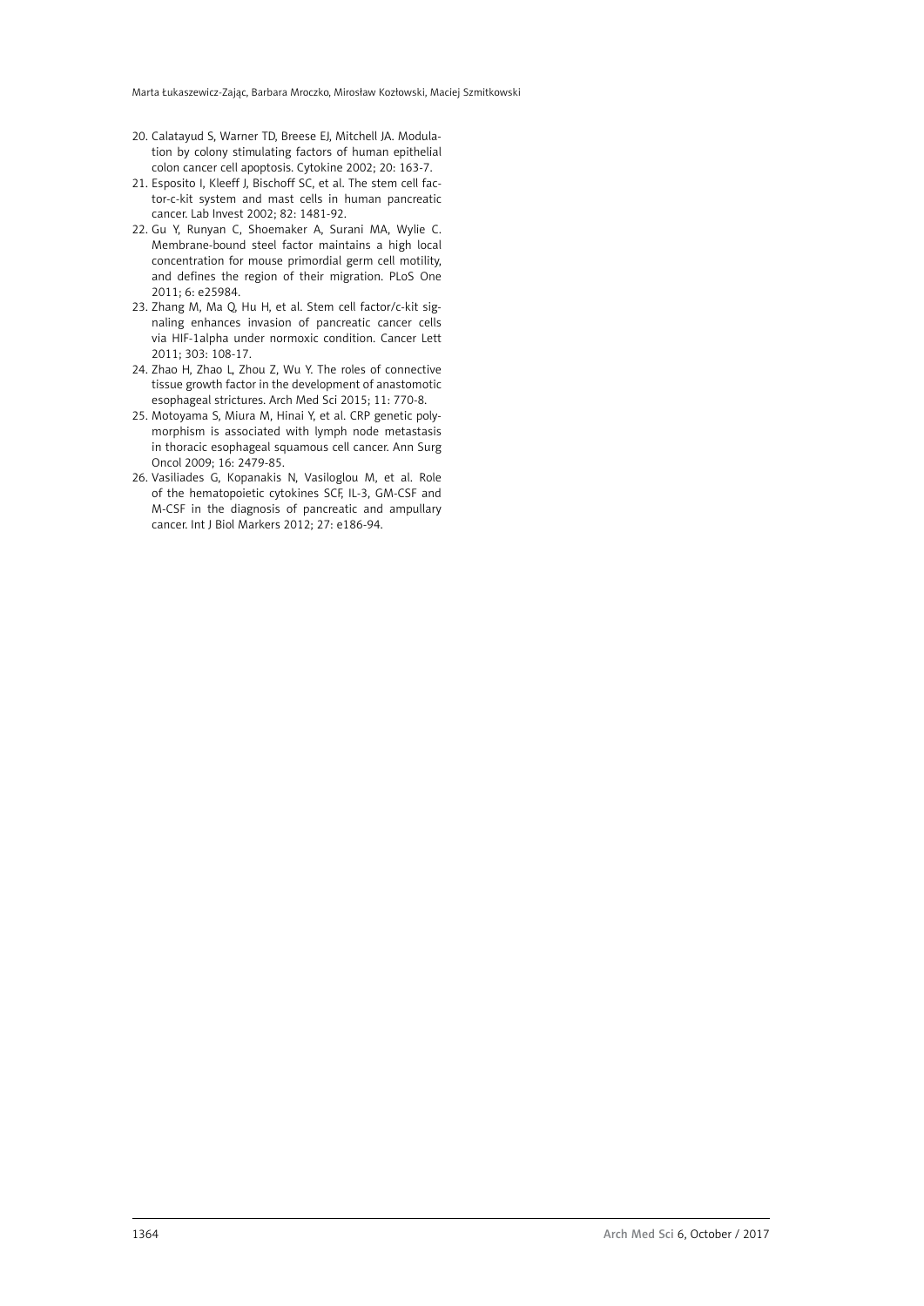20. Calatayud S, Warner TD, Breese EJ, Mitchell JA. Modulation by colony stimulating factors of human epithelial colon cancer cell apoptosis. Cytokine 2002; 20: 163-7.
21. Esposito I, Kleeff J, Bischoff SC, et al. The stem cell factor-c-kit system and mast cells in human pancreatic cancer. Lab Invest 2002; 82: 1481-92.
22. Gu Y, Runyan C, Shoemaker A, Surani MA, Wylie C. Membrane-bound steel factor maintains a high local concentration for mouse primordial germ cell motility, and defines the region of their migration. PLoS One 2011; 6: e25984.
23. Zhang M, Ma Q, Hu H, et al. Stem cell factor/c-kit signaling enhances invasion of pancreatic cancer cells via HIF-1alpha under normoxic condition. Cancer Lett 2011; 303: 108-17.
24. Zhao H, Zhao L, Zhou Z, Wu Y. The roles of connective tissue growth factor in the development of anastomotic esophageal strictures. Arch Med Sci 2015; 11: 770-8.
25. Motoyama S, Miura M, Hinai Y, et al. CRP genetic polymorphism is associated with lymph node metastasis in thoracic esophageal squamous cell cancer. Ann Surg Oncol 2009; 16: 2479-85.
26. Vasiliades G, Kopanakis N, Vasiloglou M, et al. Role of the hematopoietic cytokines SCF, IL-3, GM-CSF and M-CSF in the diagnosis of pancreatic and ampullary cancer. Int J Biol Markers 2012; 27: e186-94.